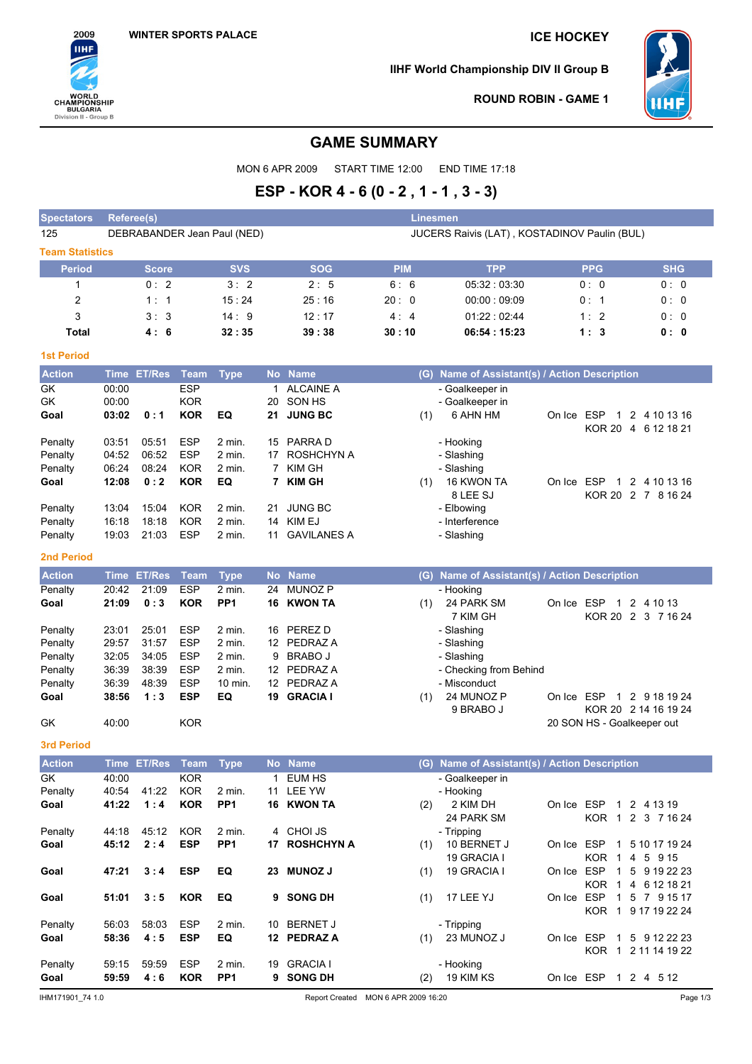2009 IIHF WORLD CHAMPIONSHIP BULGARIA Division II - Group B

WINTER SPORTS PALACE

ICE HOCKEY

IIHF World Championship DIV II Group B

ROUND ROBIN - GAME 1

# GAME SUMMARY

MON 6 APR 2009 START TIME 12:00 END TIME 17:18

## ESP - KOR 4 - 6 (0 - 2 , 1 - 1 , 3 - 3)

| Spectators | Referee(s) | Linesmen |
|---|---|---|
| 125 | DEBRABANDER Jean Paul (NED) | JUCERS Raivis (LAT) , KOSTADINOV Paulin (BUL) |

### Team Statistics

| Period | Score | SVS | SOG | PIM | TPP | PPG | SHG |
|---|---|---|---|---|---|---|---|
| 1 | 0 : 2 | 3 : 2 | 2 : 5 | 6 : 6 | 05:32 : 03:30 | 0 : 0 | 0 : 0 |
| 2 | 1 : 1 | 15 : 24 | 25 : 16 | 20 : 0 | 00:00 : 09:09 | 0 : 1 | 0 : 0 |
| 3 | 3 : 3 | 14 : 9 | 12 : 17 | 4 : 4 | 01:22 : 02:44 | 1 : 2 | 0 : 0 |
| **Total** | **4 : 6** | **32 : 35** | **39 : 38** | **30 : 10** | **06:54 : 15:23** | **1 : 3** | **0 : 0** |

### 1st Period

| Action | Time | ET/Res | Team | Type | No | Name | (G) | Name of Assistant(s) / Action Description | On Ice |
|---|---|---|---|---|---|---|---|---|---|
| GK | 00:00 | | ESP | | 1 | ALCAINE A | | - Goalkeeper in | |
| GK | 00:00 | | KOR | | 20 | SON HS | | - Goalkeeper in | |
| **Goal** | **03:02** | **0 : 1** | **KOR** | **EQ** | **21** | **JUNG BC** | (1) | 6 AHN HM | ESP 1 2 4 10 13 16 / KOR 20 4 6 12 18 21 |
| Penalty | 03:51 | 05:51 | ESP | 2 min. | 15 | PARRA D | | - Hooking | |
| Penalty | 04:52 | 06:52 | ESP | 2 min. | 17 | ROSHCHYN A | | - Slashing | |
| Penalty | 06:24 | 08:24 | KOR | 2 min. | 7 | KIM GH | | - Slashing | |
| **Goal** | **12:08** | **0 : 2** | **KOR** | **EQ** | **7** | **KIM GH** | (1) | 16 KWON TA, 8 LEE SJ | ESP 1 2 4 10 13 16 / KOR 20 2 7 8 16 24 |
| Penalty | 13:04 | 15:04 | KOR | 2 min. | 21 | JUNG BC | | - Elbowing | |
| Penalty | 16:18 | 18:18 | KOR | 2 min. | 14 | KIM EJ | | - Interference | |
| Penalty | 19:03 | 21:03 | ESP | 2 min. | 11 | GAVILANES A | | - Slashing | |

### 2nd Period

| Action | Time | ET/Res | Team | Type | No | Name | (G) | Name of Assistant(s) / Action Description | On Ice |
|---|---|---|---|---|---|---|---|---|---|
| Penalty | 20:42 | 21:09 | ESP | 2 min. | 24 | MUNOZ P | | - Hooking | |
| **Goal** | **21:09** | **0 : 3** | **KOR** | **PP1** | **16** | **KWON TA** | (1) | 24 PARK SM, 7 KIM GH | ESP 1 2 4 10 13 / KOR 20 2 3 7 16 24 |
| Penalty | 23:01 | 25:01 | ESP | 2 min. | 16 | PEREZ D | | - Slashing | |
| Penalty | 29:57 | 31:57 | ESP | 2 min. | 12 | PEDRAZ A | | - Slashing | |
| Penalty | 32:05 | 34:05 | ESP | 2 min. | 9 | BRABO J | | - Slashing | |
| Penalty | 36:39 | 38:39 | ESP | 2 min. | 12 | PEDRAZ A | | - Checking from Behind | |
| Penalty | 36:39 | 48:39 | ESP | 10 min. | 12 | PEDRAZ A | | - Misconduct | |
| **Goal** | **38:56** | **1 : 3** | **ESP** | **EQ** | **19** | **GRACIA I** | (1) | 24 MUNOZ P, 9 BRABO J | ESP 1 2 9 18 19 24 / KOR 20 2 14 16 19 24 |
| GK | 40:00 | | KOR | | | | | 20 SON HS - Goalkeeper out | |

### 3rd Period

| Action | Time | ET/Res | Team | Type | No | Name | (G) | Name of Assistant(s) / Action Description | On Ice |
|---|---|---|---|---|---|---|---|---|---|
| GK | 40:00 | | KOR | | 1 | EUM HS | | - Goalkeeper in | |
| Penalty | 40:54 | 41:22 | KOR | 2 min. | 11 | LEE YW | | - Hooking | |
| **Goal** | **41:22** | **1 : 4** | **KOR** | **PP1** | **16** | **KWON TA** | (2) | 2 KIM DH, 24 PARK SM | ESP 1 2 4 13 19 / KOR 1 2 3 7 16 24 |
| Penalty | 44:18 | 45:12 | KOR | 2 min. | 4 | CHOI JS | | - Tripping | |
| **Goal** | **45:12** | **2 : 4** | **ESP** | **PP1** | **17** | **ROSHCHYN A** | (1) | 10 BERNET J, 19 GRACIA I | ESP 1 5 10 17 19 24 / KOR 1 4 5 9 15 |
| **Goal** | **47:21** | **3 : 4** | **ESP** | **EQ** | **23** | **MUNOZ J** | (1) | 19 GRACIA I | ESP 1 5 9 19 22 23 / KOR 1 4 6 12 18 21 |
| **Goal** | **51:01** | **3 : 5** | **KOR** | **EQ** | **9** | **SONG DH** | (1) | 17 LEE YJ | ESP 1 5 7 9 15 17 / KOR 1 9 17 19 22 24 |
| Penalty | 56:03 | 58:03 | ESP | 2 min. | 10 | BERNET J | | - Tripping | |
| **Goal** | **58:36** | **4 : 5** | **ESP** | **EQ** | **12** | **PEDRAZ A** | (1) | 23 MUNOZ J | ESP 1 5 9 12 22 23 / KOR 1 2 11 14 19 22 |
| Penalty | 59:15 | 59:59 | ESP | 2 min. | 19 | GRACIA I | | - Hooking | |
| **Goal** | **59:59** | **4 : 6** | **KOR** | **PP1** | **9** | **SONG DH** | (2) | 19 KIM KS | ESP 1 2 4 5 12 |

IHM171901_74 1.0 Report Created MON 6 APR 2009 16:20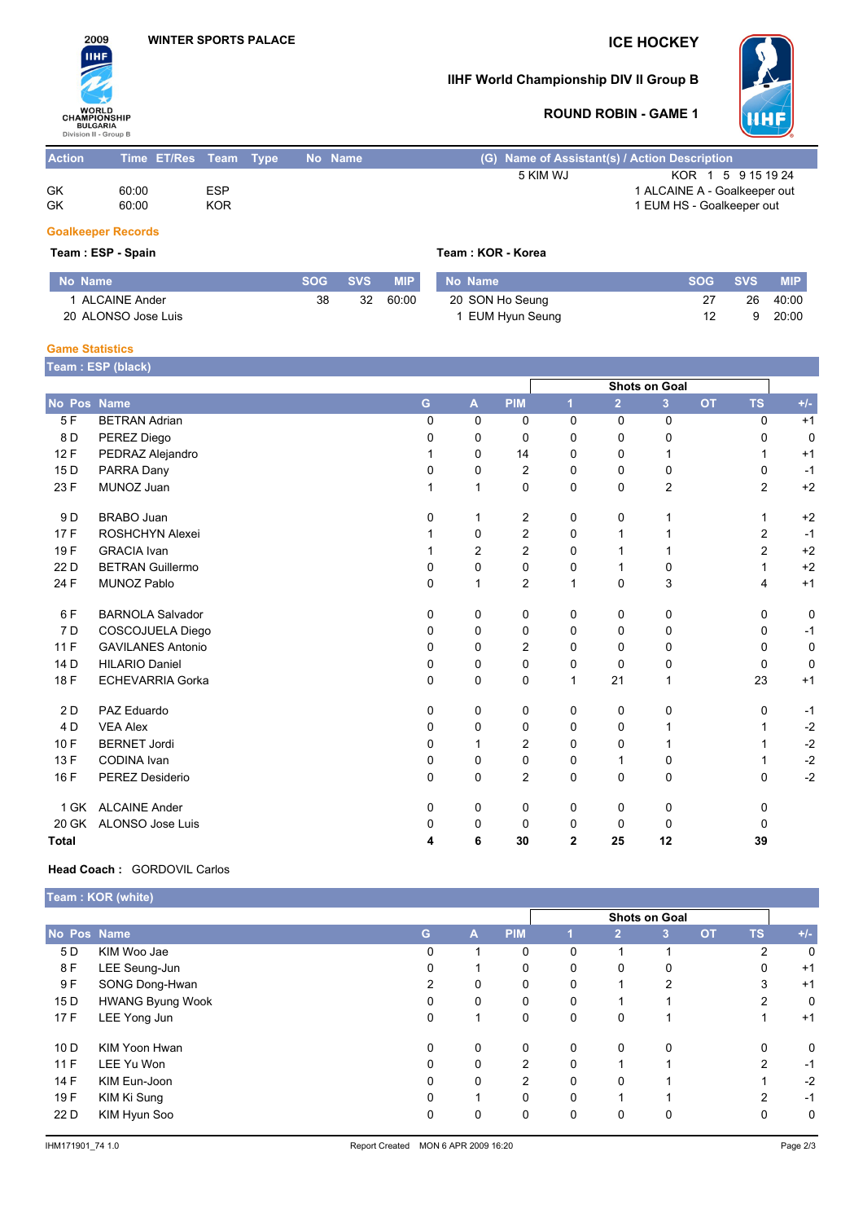2009 WORLD CHAMPIONSHIP BULGARIA Division II - Group B

WINTER SPORTS PALACE

# ICE HOCKEY

## IIHF World Championship DIV II Group B

### ROUND ROBIN - GAME 1

| Action | Time | ET/Res | Team | Type | No | Name | (G) Name of Assistant(s) / Action Description |
|---|---|---|---|---|---|---|---|
| | | | | | | | 5 KIM WJ  KOR 1 5 9 15 19 24 |
| GK | 60:00 | | ESP | | | | 1 ALCAINE A - Goalkeeper out |
| GK | 60:00 | | KOR | | | | 1 EUM HS - Goalkeeper out |

### Goalkeeper Records

**Team : ESP - Spain**

| No | Name | SOG | SVS | MIP |
|---|---|---|---|---|
| 1 | ALCAINE Ander | 38 | 32 | 60:00 |
| 20 | ALONSO Jose Luis | | | |

**Team : KOR - Korea**

| No | Name | SOG | SVS | MIP |
|---|---|---|---|---|
| 20 | SON Ho Seung | 27 | 26 | 40:00 |
| 1 | EUM Hyun Seung | 12 | 9 | 20:00 |

### Game Statistics

**Team : ESP (black)**

| No | Pos | Name | G | A | PIM | Shots on Goal 1 | 2 | 3 | OT | TS | +/- |
|---|---|---|---|---|---|---|---|---|---|---|---|
| 5 | F | BETRAN Adrian | 0 | 0 | 0 | 0 | 0 | 0 | | 0 | +1 |
| 8 | D | PEREZ Diego | 0 | 0 | 0 | 0 | 0 | 0 | | 0 | 0 |
| 12 | F | PEDRAZ Alejandro | 1 | 0 | 14 | 0 | 0 | 1 | | 1 | +1 |
| 15 | D | PARRA Dany | 0 | 0 | 2 | 0 | 0 | 0 | | 0 | -1 |
| 23 | F | MUNOZ Juan | 1 | 1 | 0 | 0 | 0 | 2 | | 2 | +2 |
| 9 | D | BRABO Juan | 0 | 1 | 2 | 0 | 0 | 1 | | 1 | +2 |
| 17 | F | ROSHCHYN Alexei | 1 | 0 | 2 | 0 | 1 | 1 | | 2 | -1 |
| 19 | F | GRACIA Ivan | 1 | 2 | 2 | 0 | 1 | 1 | | 2 | +2 |
| 22 | D | BETRAN Guillermo | 0 | 0 | 0 | 0 | 1 | 0 | | 1 | +2 |
| 24 | F | MUNOZ Pablo | 0 | 1 | 2 | 1 | 0 | 3 | | 4 | +1 |
| 6 | F | BARNOLA Salvador | 0 | 0 | 0 | 0 | 0 | 0 | | 0 | 0 |
| 7 | D | COSCOJUELA Diego | 0 | 0 | 0 | 0 | 0 | 0 | | 0 | -1 |
| 11 | F | GAVILANES Antonio | 0 | 0 | 2 | 0 | 0 | 0 | | 0 | 0 |
| 14 | D | HILARIO Daniel | 0 | 0 | 0 | 0 | 0 | 0 | | 0 | 0 |
| 18 | F | ECHEVARRIA Gorka | 0 | 0 | 0 | 1 | 21 | 1 | | 23 | +1 |
| 2 | D | PAZ Eduardo | 0 | 0 | 0 | 0 | 0 | 0 | | 0 | -1 |
| 4 | D | VEA Alex | 0 | 0 | 0 | 0 | 0 | 1 | | 1 | -2 |
| 10 | F | BERNET Jordi | 0 | 1 | 2 | 0 | 0 | 1 | | 1 | -2 |
| 13 | F | CODINA Ivan | 0 | 0 | 0 | 0 | 1 | 0 | | 1 | -2 |
| 16 | F | PEREZ Desiderio | 0 | 0 | 2 | 0 | 0 | 0 | | 0 | -2 |
| 1 | GK | ALCAINE Ander | 0 | 0 | 0 | 0 | 0 | 0 | | 0 | |
| 20 | GK | ALONSO Jose Luis | 0 | 0 | 0 | 0 | 0 | 0 | | 0 | |
| **Total** | | | **4** | **6** | **30** | **2** | **25** | **12** | | **39** | |

**Head Coach :** GORDOVIL Carlos

**Team : KOR (white)**

| No | Pos | Name | G | A | PIM | Shots on Goal 1 | 2 | 3 | OT | TS | +/- |
|---|---|---|---|---|---|---|---|---|---|---|---|
| 5 | D | KIM Woo Jae | 0 | 1 | 0 | 0 | 1 | 1 | | 2 | 0 |
| 8 | F | LEE Seung-Jun | 0 | 1 | 0 | 0 | 0 | 0 | | 0 | +1 |
| 9 | F | SONG Dong-Hwan | 2 | 0 | 0 | 0 | 1 | 2 | | 3 | +1 |
| 15 | D | HWANG Byung Wook | 0 | 0 | 0 | 0 | 1 | 1 | | 2 | 0 |
| 17 | F | LEE Yong Jun | 0 | 1 | 0 | 0 | 0 | 1 | | 1 | +1 |
| 10 | D | KIM Yoon Hwan | 0 | 0 | 0 | 0 | 0 | 0 | | 0 | 0 |
| 11 | F | LEE Yu Won | 0 | 0 | 2 | 0 | 1 | 1 | | 2 | -1 |
| 14 | F | KIM Eun-Joon | 0 | 0 | 2 | 0 | 0 | 1 | | 1 | -2 |
| 19 | F | KIM Ki Sung | 0 | 1 | 0 | 0 | 1 | 1 | | 2 | -1 |
| 22 | D | KIM Hyun Soo | 0 | 0 | 0 | 0 | 0 | 0 | | 0 | 0 |

IHM171901_74 1.0 Report Created MON 6 APR 2009 16:20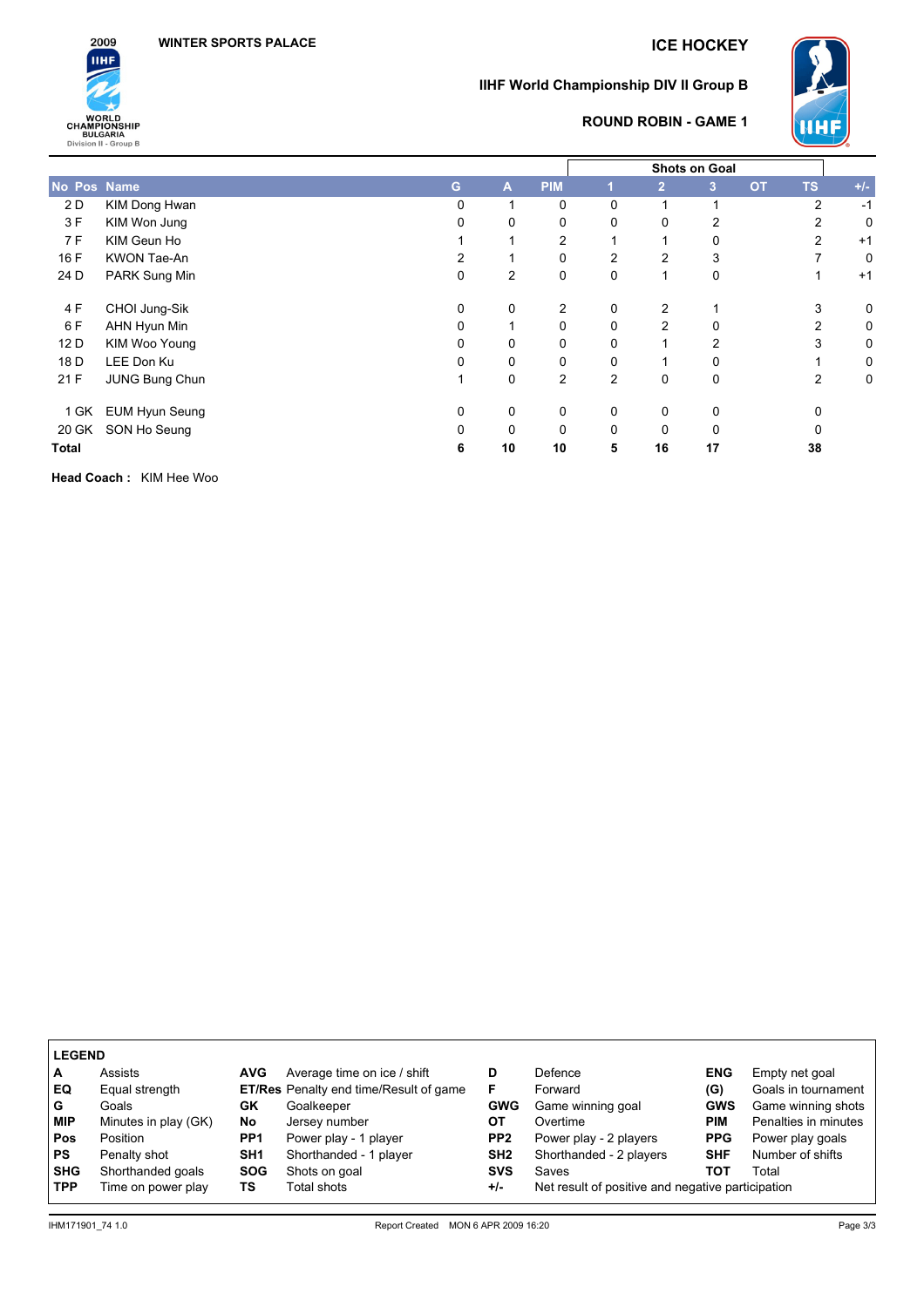# ICE HOCKEY

## IIHF World Championship DIV II Group B

### ROUND ROBIN - GAME 1

2009 IIHF WORLD CHAMPIONSHIP BULGARIA Division II - Group B

WINTER SPORTS PALACE

| No | Pos | Name | G | A | PIM | Shots on Goal 1 | 2 | 3 | OT | TS | +/- |
|---|---|---|---|---|---|---|---|---|---|---|---|
| 2 | D | KIM Dong Hwan | 0 | 1 | 0 | 0 | 1 | 1 | | 2 | -1 |
| 3 | F | KIM Won Jung | 0 | 0 | 0 | 0 | 0 | 2 | | 2 | 0 |
| 7 | F | KIM Geun Ho | 1 | 1 | 2 | 1 | 1 | 0 | | 2 | +1 |
| 16 | F | KWON Tae-An | 2 | 1 | 0 | 2 | 2 | 3 | | 7 | 0 |
| 24 | D | PARK Sung Min | 0 | 2 | 0 | 0 | 1 | 0 | | 1 | +1 |
| 4 | F | CHOI Jung-Sik | 0 | 0 | 2 | 0 | 2 | 1 | | 3 | 0 |
| 6 | F | AHN Hyun Min | 0 | 1 | 0 | 0 | 2 | 0 | | 2 | 0 |
| 12 | D | KIM Woo Young | 0 | 0 | 0 | 0 | 1 | 2 | | 3 | 0 |
| 18 | D | LEE Don Ku | 0 | 0 | 0 | 0 | 1 | 0 | | 1 | 0 |
| 21 | F | JUNG Bung Chun | 1 | 0 | 2 | 2 | 0 | 0 | | 2 | 0 |
| 1 | GK | EUM Hyun Seung | 0 | 0 | 0 | 0 | 0 | 0 | | 0 | |
| 20 | GK | SON Ho Seung | 0 | 0 | 0 | 0 | 0 | 0 | | 0 | |
| **Total** | | | **6** | **10** | **10** | **5** | **16** | **17** | | **38** | |

**Head Coach :** KIM Hee Woo

**LEGEND**

| | | | | | | | |
|---|---|---|---|---|---|---|---|
| **A** | Assists | **AVG** | Average time on ice / shift | **D** | Defence | **ENG** | Empty net goal |
| **EQ** | Equal strength | **ET/Res** | Penalty end time/Result of game | **F** | Forward | **(G)** | Goals in tournament |
| **G** | Goals | **GK** | Goalkeeper | **GWG** | Game winning goal | **GWS** | Game winning shots |
| **MIP** | Minutes in play (GK) | **No** | Jersey number | **OT** | Overtime | **PIM** | Penalties in minutes |
| **Pos** | Position | **PP1** | Power play - 1 player | **PP2** | Power play - 2 players | **PPG** | Power play goals |
| **PS** | Penalty shot | **SH1** | Shorthanded - 1 player | **SH2** | Shorthanded - 2 players | **SHF** | Number of shifts |
| **SHG** | Shorthanded goals | **SOG** | Shots on goal | **SVS** | Saves | **TOT** | Total |
| **TPP** | Time on power play | **TS** | Total shots | **+/-** | Net result of positive and negative participation | | |

IHM171901_74 1.0 Report Created MON 6 APR 2009 16:20